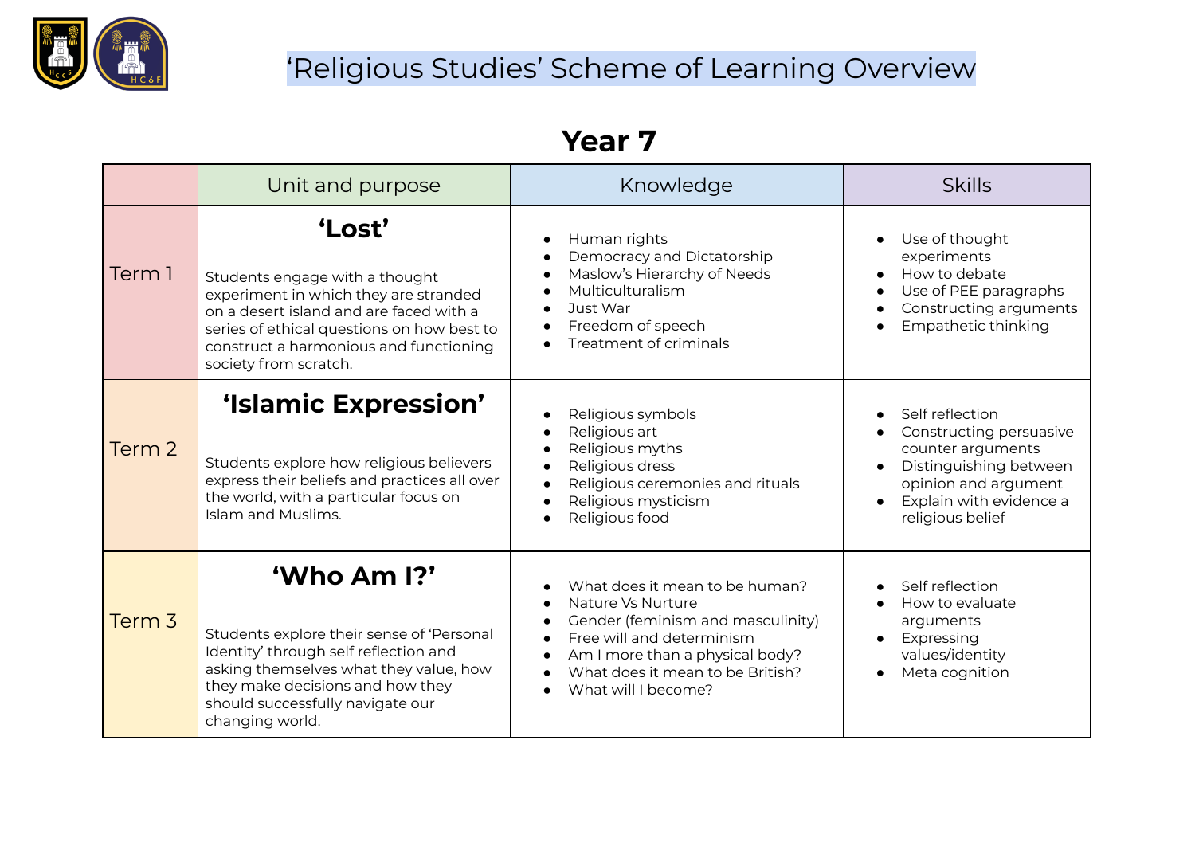# 'Religious Studies' Scheme of Learning Overview

## Year 7

| | Unit and purpose | Knowledge | Skills |
|---|---|---|---|
| Term 1 | **'Lost'**<br><br>Students engage with a thought experiment in which they are stranded on a desert island and are faced with a series of ethical questions on how best to construct a harmonious and functioning society from scratch. | • Human rights<br>• Democracy and Dictatorship<br>• Maslow's Hierarchy of Needs<br>• Multiculturalism<br>• Just War<br>• Freedom of speech<br>• Treatment of criminals | • Use of thought experiments<br>• How to debate<br>• Use of PEE paragraphs<br>• Constructing arguments<br>• Empathetic thinking |
| Term 2 | **'Islamic Expression'**<br><br>Students explore how religious believers express their beliefs and practices all over the world, with a particular focus on Islam and Muslims. | • Religious symbols<br>• Religious art<br>• Religious myths<br>• Religious dress<br>• Religious ceremonies and rituals<br>• Religious mysticism<br>• Religious food | • Self reflection<br>• Constructing persuasive counter arguments<br>• Distinguishing between opinion and argument<br>• Explain with evidence a religious belief |
| Term 3 | **'Who Am I?'**<br><br>Students explore their sense of 'Personal Identity' through self reflection and asking themselves what they value, how they make decisions and how they should successfully navigate our changing world. | • What does it mean to be human?<br>• Nature Vs Nurture<br>• Gender (feminism and masculinity)<br>• Free will and determinism<br>• Am I more than a physical body?<br>• What does it mean to be British?<br>• What will I become? | • Self reflection<br>• How to evaluate arguments<br>• Expressing values/identity<br>• Meta cognition |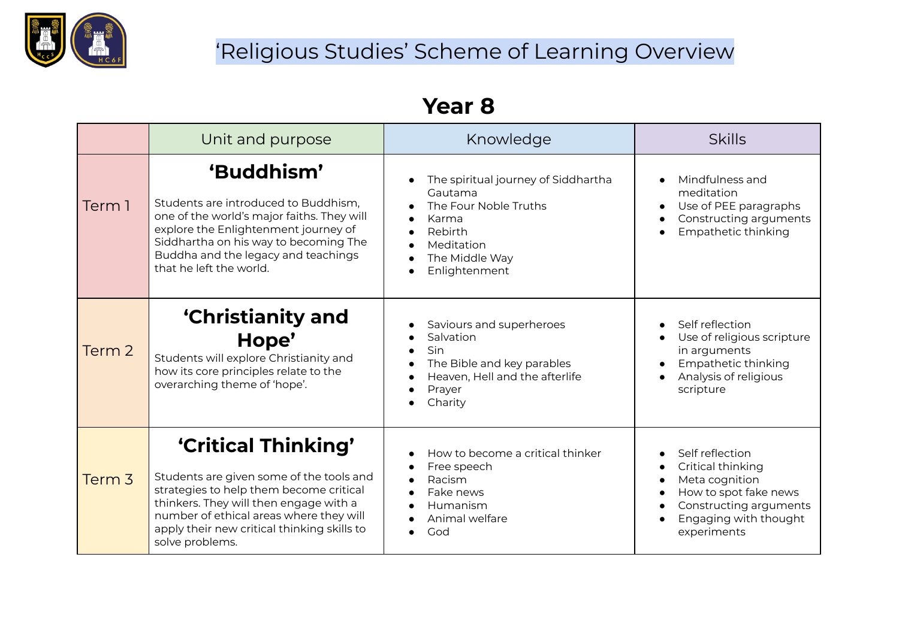# 'Religious Studies' Scheme of Learning Overview

## Year 8

| | Unit and purpose | Knowledge | Skills |
|---|---|---|---|
| Term 1 | **'Buddhism'**<br>Students are introduced to Buddhism, one of the world's major faiths. They will explore the Enlightenment journey of Siddhartha on his way to becoming The Buddha and the legacy and teachings that he left the world. | • The spiritual journey of Siddhartha Gautama<br>• The Four Noble Truths<br>• Karma<br>• Rebirth<br>• Meditation<br>• The Middle Way<br>• Enlightenment | • Mindfulness and meditation<br>• Use of PEE paragraphs<br>• Constructing arguments<br>• Empathetic thinking |
| Term 2 | **'Christianity and Hope'**<br>Students will explore Christianity and how its core principles relate to the overarching theme of 'hope'. | • Saviours and superheroes<br>• Salvation<br>• Sin<br>• The Bible and key parables<br>• Heaven, Hell and the afterlife<br>• Prayer<br>• Charity | • Self reflection<br>• Use of religious scripture in arguments<br>• Empathetic thinking<br>• Analysis of religious scripture |
| Term 3 | **'Critical Thinking'**<br>Students are given some of the tools and strategies to help them become critical thinkers. They will then engage with a number of ethical areas where they will apply their new critical thinking skills to solve problems. | • How to become a critical thinker<br>• Free speech<br>• Racism<br>• Fake news<br>• Humanism<br>• Animal welfare<br>• God | • Self reflection<br>• Critical thinking<br>• Meta cognition<br>• How to spot fake news<br>• Constructing arguments<br>• Engaging with thought experiments |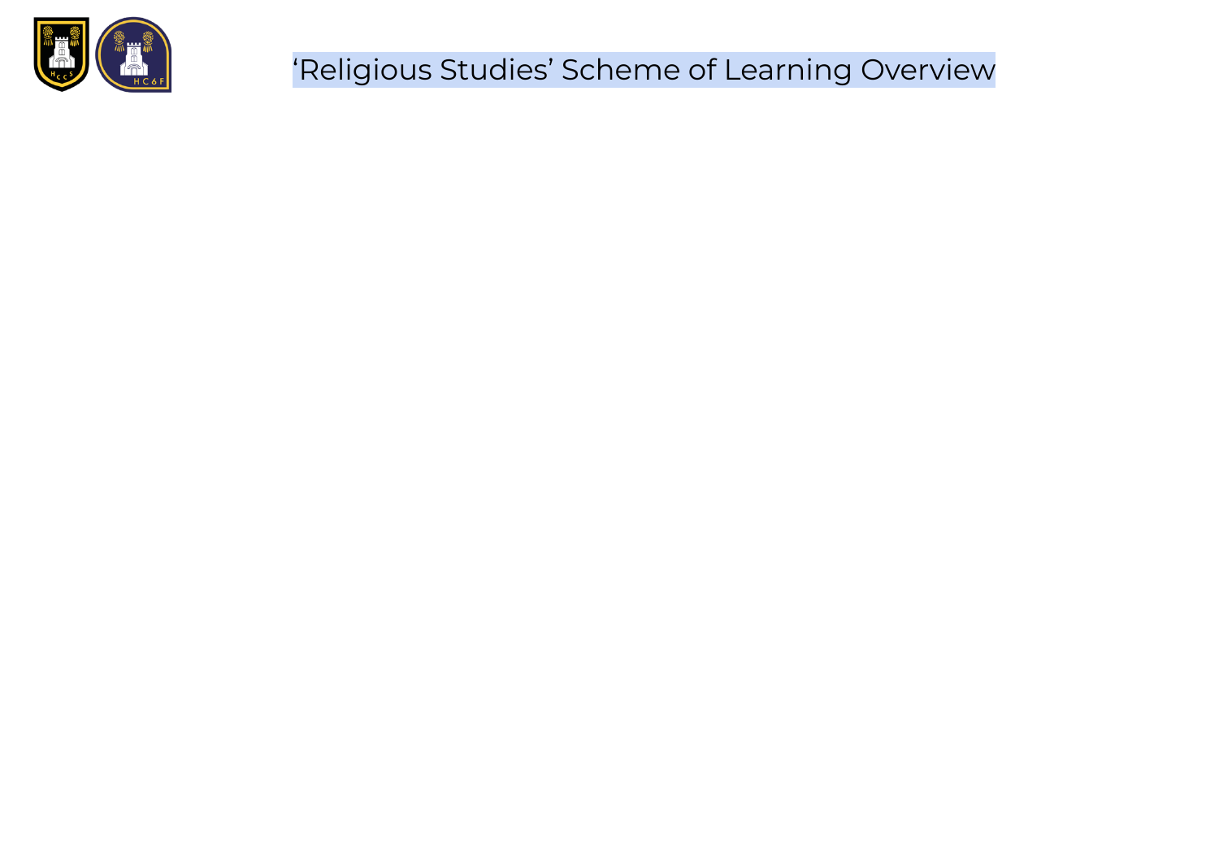# ‘Religious Studies’ Scheme of Learning Overview